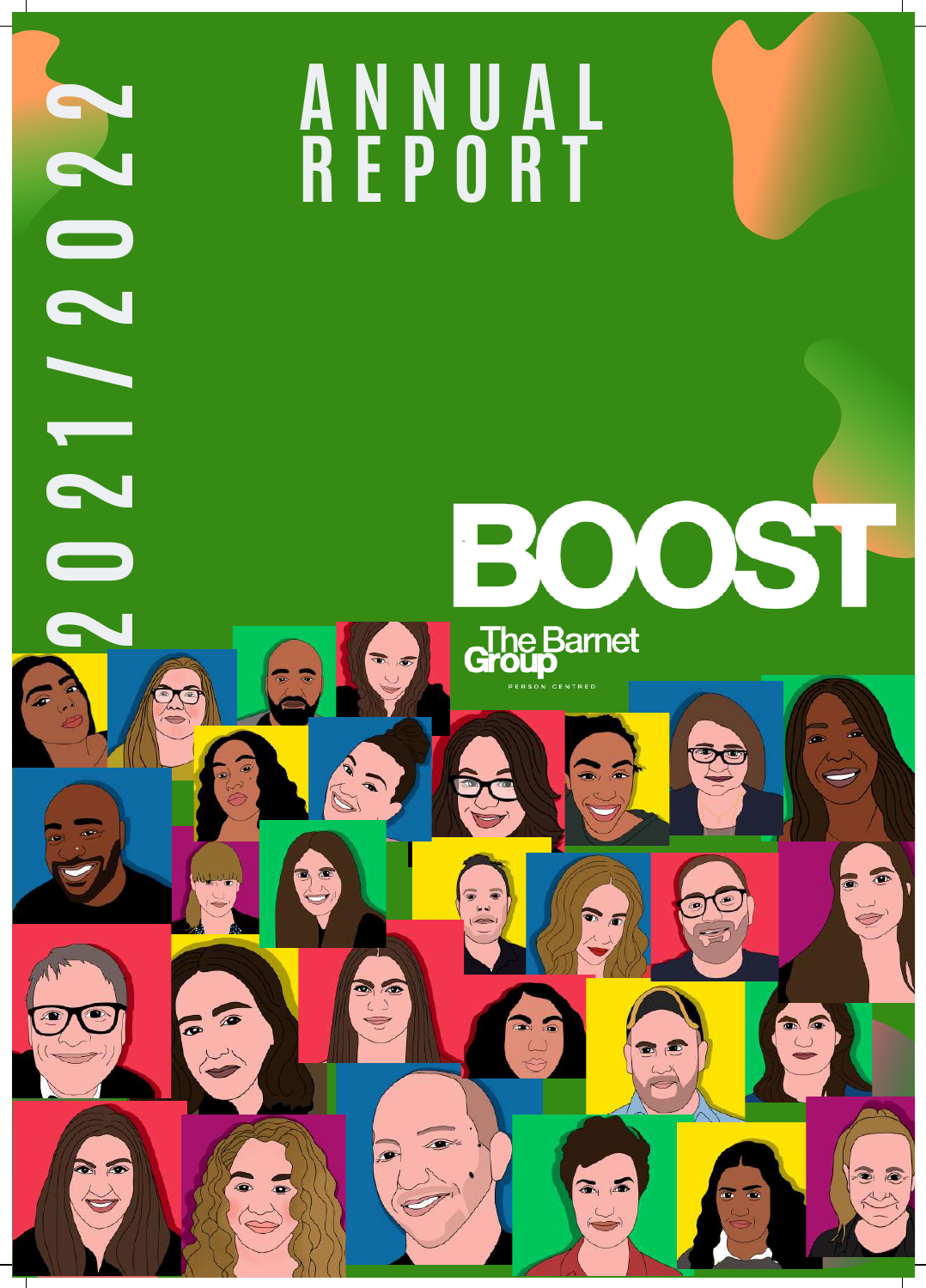# ANNUAL REPORT

2021/2022

# BOOST

The Barnet Group

PERSON CENTRED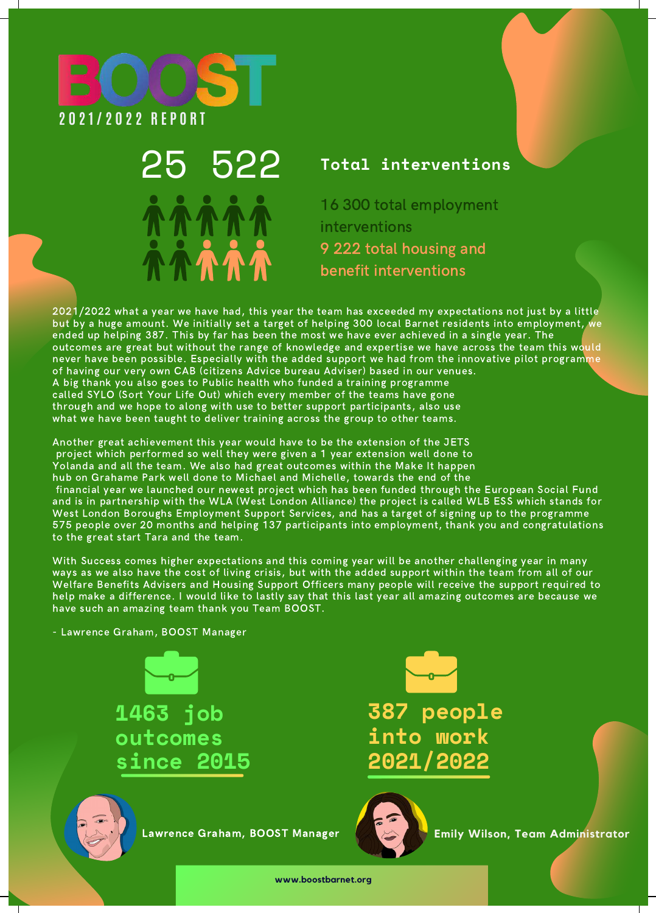# BOOST

## 2021/2022 REPORT

**25 522** Total interventions

16 300 total employment interventions

9 222 total housing and benefit interventions

2021/2022 what a year we have had, this year the team has exceeded my expectations not just by a little but by a huge amount. We initially set a target of helping 300 local Barnet residents into employment, we ended up helping 387. This by far has been the most we have ever achieved in a single year. The outcomes are great but without the range of knowledge and expertise we have across the team this would never have been possible. Especially with the added support we had from the innovative pilot programme of having our very own CAB (citizens Advice bureau Adviser) based in our venues.
A big thank you also goes to Public health who funded a training programme called SYLO (Sort Your Life Out) which every member of the teams have gone through and we hope to along with use to better support participants, also use what we have been taught to deliver training across the group to other teams.

Another great achievement this year would have to be the extension of the JETS project which performed so well they were given a 1 year extension well done to Yolanda and all the team. We also had great outcomes within the Make It happen hub on Grahame Park well done to Michael and Michelle, towards the end of the financial year we launched our newest project which has been funded through the European Social Fund and is in partnership with the WLA (West London Alliance) the project is called WLB ESS which stands for West London Boroughs Employment Support Services, and has a target of signing up to the programme 575 people over 20 months and helping 137 participants into employment, thank you and congratulations to the great start Tara and the team.

With Success comes higher expectations and this coming year will be another challenging year in many ways as we also have the cost of living crisis, but with the added support within the team from all of our Welfare Benefits Advisers and Housing Support Officers many people will receive the support required to help make a difference. I would like to lastly say that this last year all amazing outcomes are because we have such an amazing team thank you Team BOOST.

- Lawrence Graham, BOOST Manager

**1463 job outcomes since 2015**

**387 people into work 2021/2022**

**Lawrence Graham, BOOST Manager**

**Emily Wilson, Team Administrator**

www.boostbarnet.org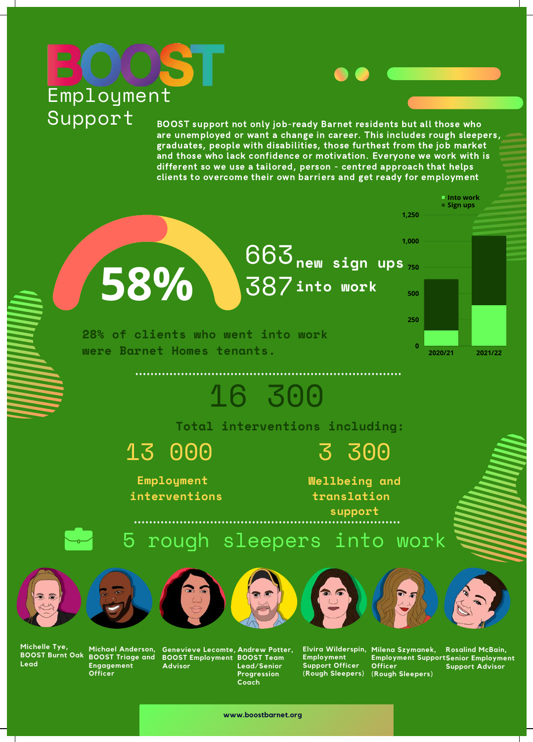# BOOST Employment Support

**BOOST support not only job-ready Barnet residents but all those who are unemployed or want a change in career. This includes rough sleepers, graduates, people with disabilities, those furthest from the job market and those who lack confidence or motivation. Everyone we work with is different so we use a tailored, person - centred approach that helps clients to overcome their own barriers and get ready for employment**

**58%**

663 **new sign ups**

387 **into work**

| | Into work | Sign ups |
|---|---|---|
| 2020/21 | | |
| 2021/22 | | |

28% of clients who went into work were Barnet Homes tenants.

## 16 300

Total interventions including:

13 000 — Employment interventions

3 300 — Wellbeing and translation support

## 5 rough sleepers into work

- **Michelle Tye,** BOOST Burnt Oak Lead
- **Michael Anderson,** BOOST Triage and Engagement Officer
- **Genevieve Lecomte,** BOOST Employment Advisor
- **Andrew Potter,** BOOST Team Lead/Senior Progression Coach
- **Elvira Wilderspin,** Employment Support Officer (Rough Sleepers)
- **Milena Szymanek,** Employment Support Officer (Rough Sleepers)
- **Rosalind McBain,** Senior Employment Support Advisor

www.boostbarnet.org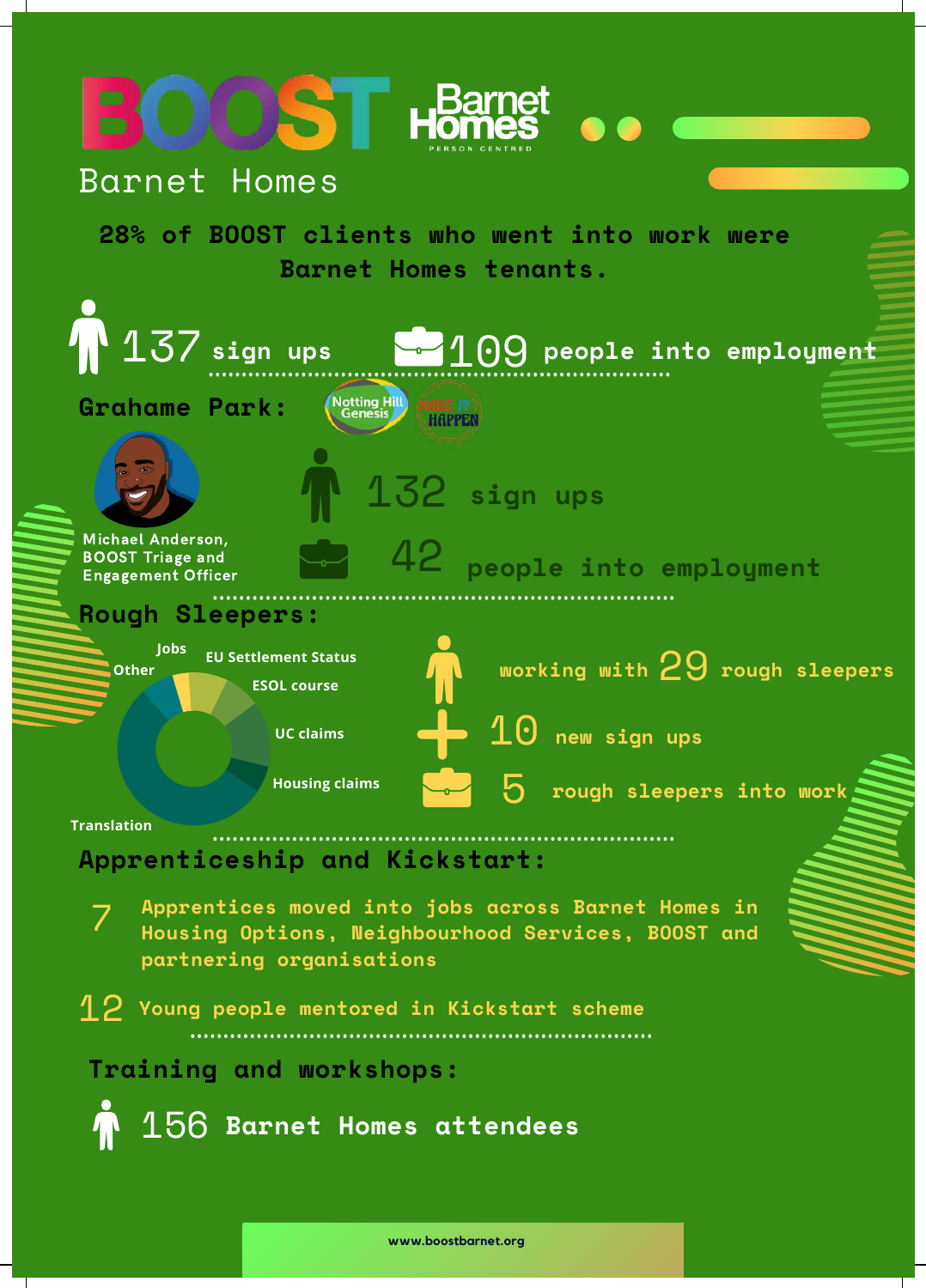# BOOST Barnet Homes

Barnet Homes — PERSON CENTRED

**28% of BOOST clients who went into work were Barnet Homes tenants.**

137 sign ups

109 people into employment

## Grahame Park:

Notting Hill Genesis — Make It Happen

Michael Anderson, BOOST Triage and Engagement Officer

132 sign ups

42 people into employment

## Rough Sleepers:

Jobs
Other
EU Settlement Status
ESOL course
UC claims
Housing claims
Translation

working with 29 rough sleepers

10 new sign ups

5 rough sleepers into work

## Apprenticeship and Kickstart:

7 Apprentices moved into jobs across Barnet Homes in Housing Options, Neighbourhood Services, BOOST and partnering organisations

12 Young people mentored in Kickstart scheme

## Training and workshops:

156 Barnet Homes attendees

www.boostbarnet.org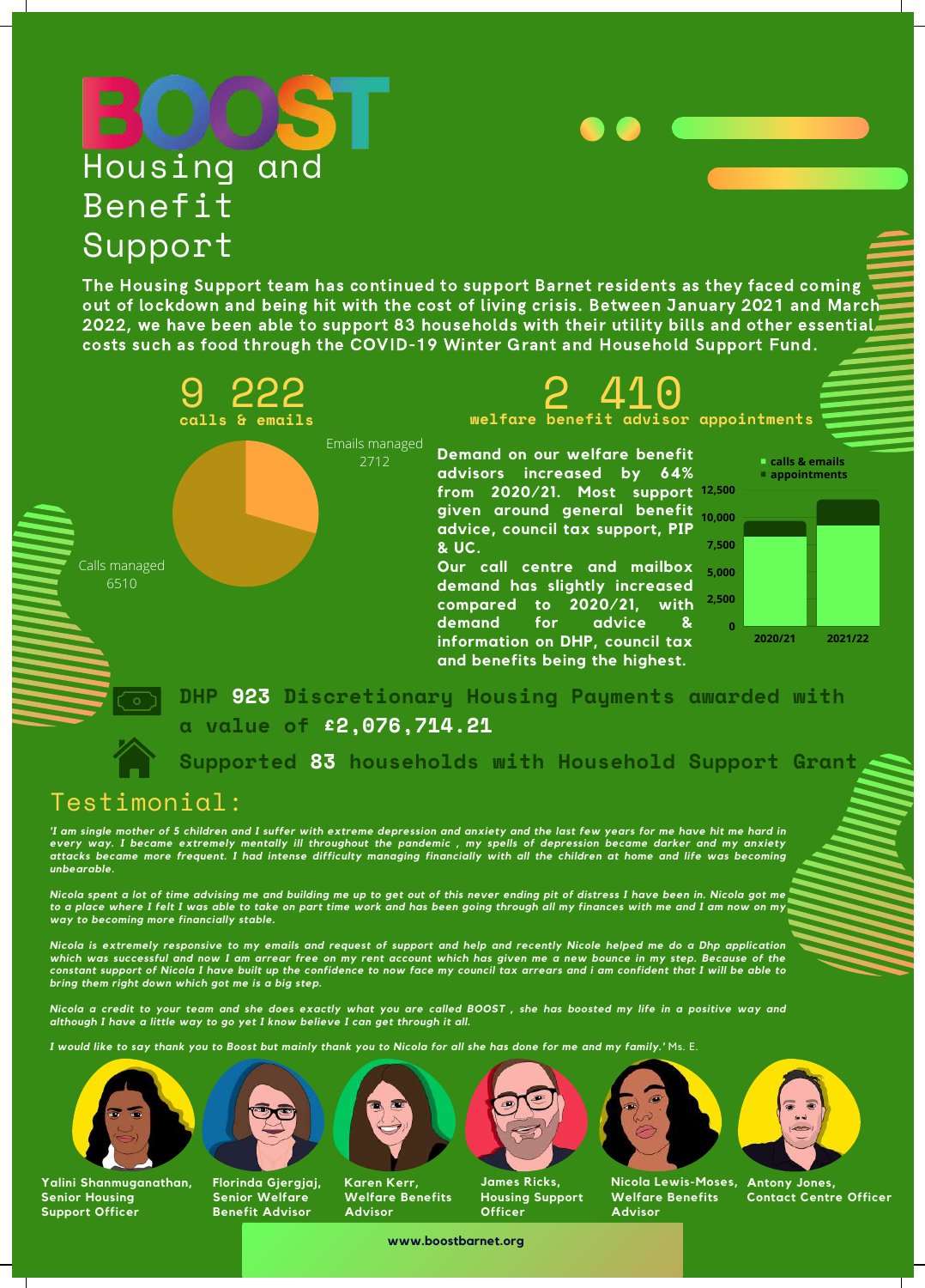# BOOST Housing and Benefit Support

**The Housing Support team has continued to support Barnet residents as they faced coming out of lockdown and being hit with the cost of living crisis. Between January 2021 and March 2022, we have been able to support 83 households with their utility bills and other essential costs such as food through the COVID-19 Winter Grant and Household Support Fund.**

## 9 222
**calls & emails**

Emails managed 2712

Calls managed 6510

## 2 410
**welfare benefit advisor appointments**

**Demand on our welfare benefit advisors increased by 64% from 2020/21. Most support given around general benefit advice, council tax support, PIP & UC.**

**Our call centre and mailbox demand has slightly increased compared to 2020/21, with demand for advice & information on DHP, council tax and benefits being the highest.**

- calls & emails
- appointments

2020/21 | 2021/22

**DHP 923 Discretionary Housing Payments awarded with a value of £2,076,714.21**

**Supported 83 households with Household Support Grant**

## Testimonial:

*'I am single mother of 5 children and I suffer with extreme depression and anxiety and the last few years for me have hit me hard in every way. I became extremely mentally ill throughout the pandemic , my spells of depression became darker and my anxiety attacks became more frequent. I had intense difficulty managing financially with all the children at home and life was becoming unbearable.*

*Nicola spent a lot of time advising me and building me up to get out of this never ending pit of distress I have been in. Nicola got me to a place where I felt I was able to take on part time work and has been going through all my finances with me and I am now on my way to becoming more financially stable.*

*Nicola is extremely responsive to my emails and request of support and help and recently Nicole helped me do a Dhp application which was successful and now I am arrear free on my rent account which has given me a new bounce in my step. Because of the constant support of Nicola I have built up the confidence to now face my council tax arrears and i am confident that I will be able to bring them right down which got me is a big step.*

*Nicola a credit to your team and she does exactly what you are called BOOST , she has boosted my life in a positive way and although I have a little way to go yet I know believe I can get through it all.*

*I would like to say thank you to Boost but mainly thank you to Nicola for all she has done for me and my family.'* Ms. E.

**Yalini Shanmuganathan,** Senior Housing Support Officer

**Florinda Gjergjaj,** Senior Welfare Benefit Advisor

**Karen Kerr,** Welfare Benefits Advisor

**James Ricks,** Housing Support Officer

**Nicola Lewis-Moses,** Welfare Benefits Advisor

**Antony Jones,** Contact Centre Officer

www.boostbarnet.org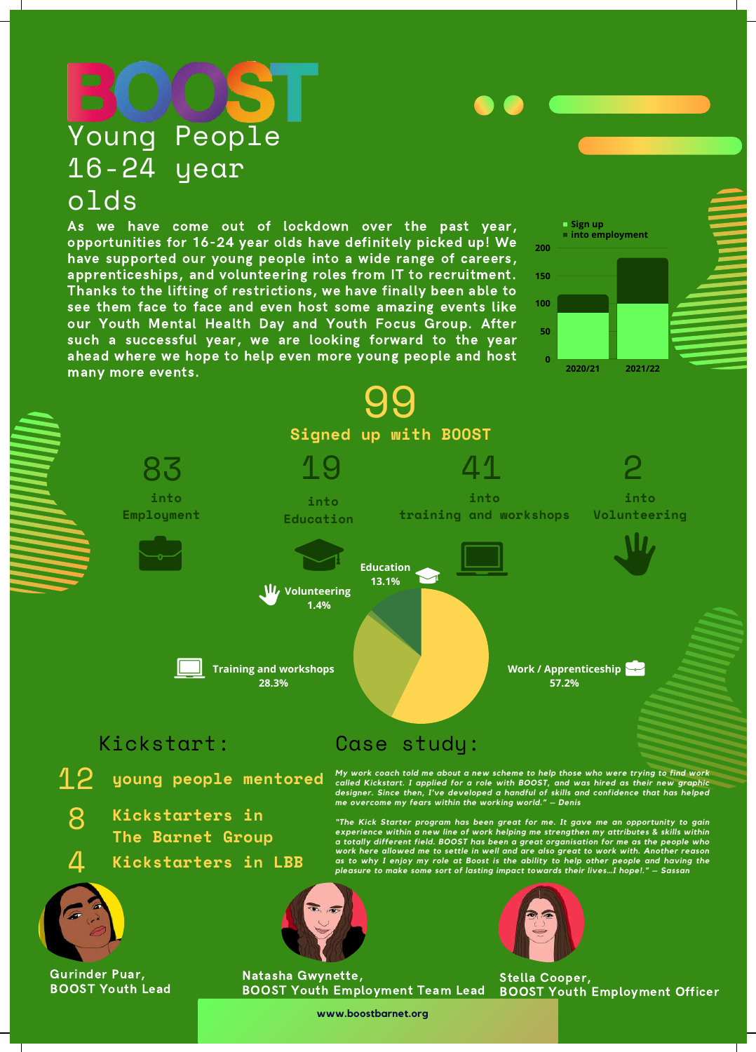# BOOST

## Young People 16-24 year olds

As we have come out of lockdown over the past year, opportunities for 16-24 year olds have definitely picked up! We have supported our young people into a wide range of careers, apprenticeships, and volunteering roles from IT to recruitment. Thanks to the lifting of restrictions, we have finally been able to see them face to face and even host some amazing events like our Youth Mental Health Day and Youth Focus Group. After such a successful year, we are looking forward to the year ahead where we hope to help even more young people and host many more events.

Sign up / into employment: 2020/21, 2021/22

**99** Signed up with BOOST

- **83** into Employment
- **19** into Education
- **41** into training and workshops
- **2** into Volunteering

| Category | Percentage |
| --- | --- |
| Work / Apprenticeship | 57.2% |
| Training and workshops | 28.3% |
| Education | 13.1% |
| Volunteering | 1.4% |

## Kickstart:

- **12** young people mentored
- **8** Kickstarters in The Barnet Group
- **4** Kickstarters in LBB

## Case study:

*My work coach told me about a new scheme to help those who were trying to find work called Kickstart. I applied for a role with BOOST, and was hired as their new graphic designer. Since then, I've developed a handful of skills and confidence that has helped me overcome my fears within the working world." – Denis*

*"The Kick Starter program has been great for me. It gave me an opportunity to gain experience within a new line of work helping me strengthen my attributes & skills within a totally different field. BOOST has been a great organisation for me as the people who work here allowed me to settle in well and are also great to work with. Another reason as to why I enjoy my role at Boost is the ability to help other people and having the pleasure to make some sort of lasting impact towards their lives...I hope!." – Sassan*

Gurinder Puar, BOOST Youth Lead

Natasha Gwynette, BOOST Youth Employment Team Lead

Stella Cooper, BOOST Youth Employment Officer

www.boostbarnet.org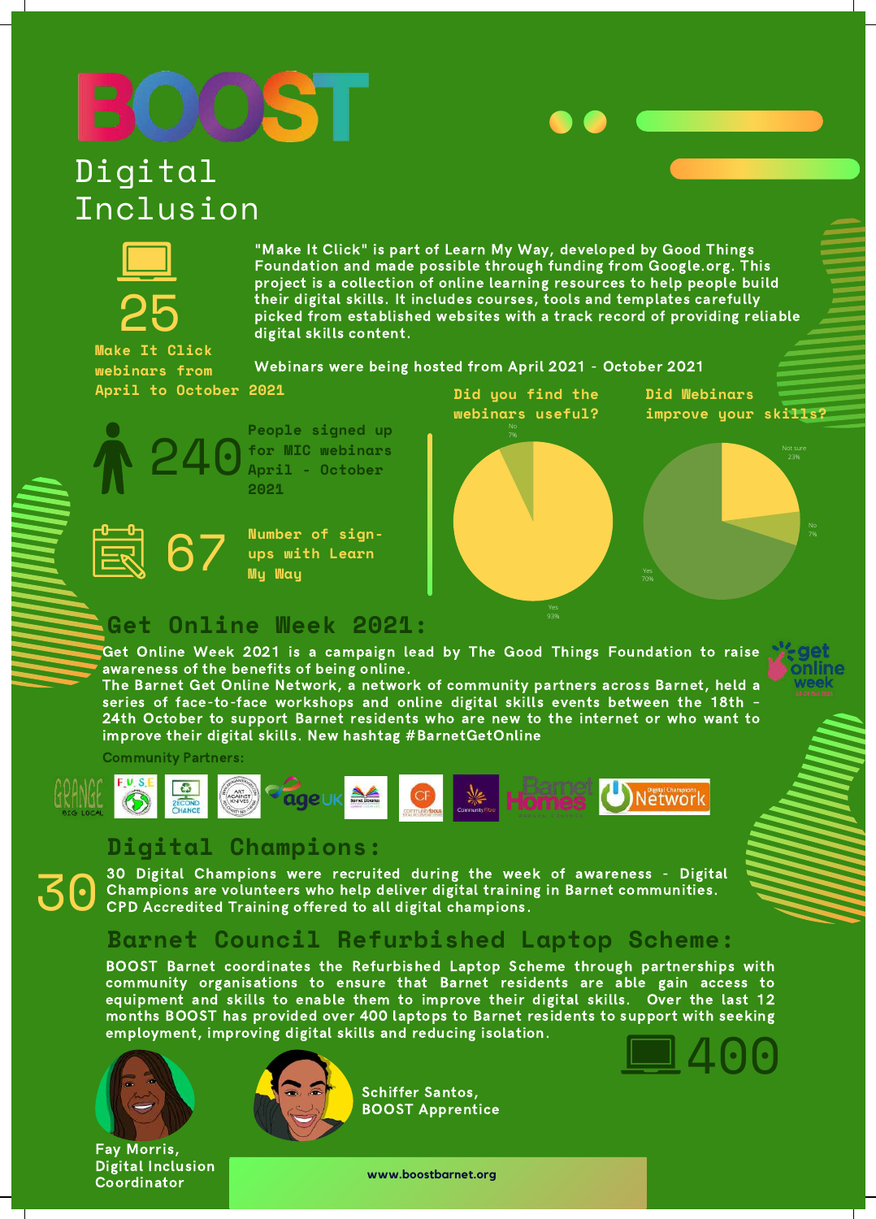# BOOST

## Digital Inclusion

25

Make It Click webinars from April to October 2021

"Make It Click" is part of Learn My Way, developed by Good Things Foundation and made possible through funding from Google.org. This project is a collection of online learning resources to help people build their digital skills. It includes courses, tools and templates carefully picked from established websites with a track record of providing reliable digital skills content.

Webinars were being hosted from April 2021 - October 2021

240 People signed up for MIC webinars April - October 2021

67 Number of sign-ups with Learn My Way

**Did you find the webinars useful?**

- No 7%
- Yes 93%

**Did Webinars improve your skills?**

- Not sure 23%
- No 7%
- Yes 70%

## Get Online Week 2021:

Get Online Week 2021 is a campaign lead by The Good Things Foundation to raise awareness of the benefits of being online.

The Barnet Get Online Network, a network of community partners across Barnet, held a series of face-to-face workshops and online digital skills events between the 18th - 24th October to support Barnet residents who are new to the internet or who want to improve their digital skills. New hashtag #BarnetGetOnline

Community Partners:

## Digital Champions:

30

30 Digital Champions were recruited during the week of awareness - Digital Champions are volunteers who help deliver digital training in Barnet communities. CPD Accredited Training offered to all digital champions.

## Barnet Council Refurbished Laptop Scheme:

BOOST Barnet coordinates the Refurbished Laptop Scheme through partnerships with community organisations to ensure that Barnet residents are able gain access to equipment and skills to enable them to improve their digital skills. Over the last 12 months BOOST has provided over 400 laptops to Barnet residents to support with seeking employment, improving digital skills and reducing isolation.

400

Fay Morris, Digital Inclusion Coordinator

Schiffer Santos, BOOST Apprentice

www.boostbarnet.org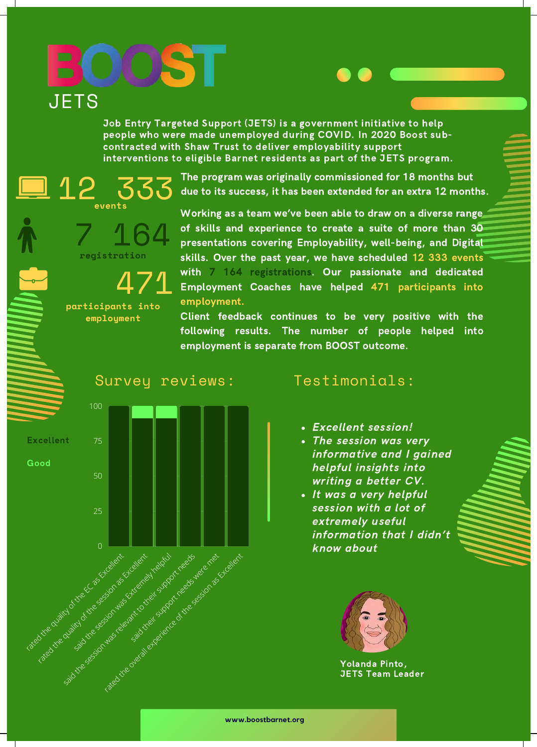# BOOST

## JETS

**Job Entry Targeted Support (JETS) is a government initiative to help people who were made unemployed during COVID. In 2020 Boost sub-contracted with Shaw Trust to deliver employability support interventions to eligible Barnet residents as part of the JETS program.**

**12 333** events

**7 164** registration

**471** participants into employment

The program was originally commissioned for 18 months but due to its success, it has been extended for an extra 12 months.

Working as a team we've been able to draw on a diverse range of skills and experience to create a suite of more than 30 presentations covering Employability, well-being, and Digital skills. Over the past year, we have scheduled 12 333 events with 7 164 registrations. Our passionate and dedicated Employment Coaches have helped 471 participants into employment.

Client feedback continues to be very positive with the following results. The number of people helped into employment is separate from BOOST outcome.

## Survey reviews:

Legend: Excellent, Good

Chart categories (scale 0–100):
- rated the quality of the EC as Excellent
- rated the quality of the session as Excellent
- said the session was Extremely helpful
- said the session was relevant to their support needs
- said their support needs were met
- rated the overall experience of the session as Excellent

## Testimonials:

- *Excellent session!*
- *The session was very informative and I gained helpful insights into writing a better CV.*
- *It was a very helpful session with a lot of extremely useful information that I didn't know about*

**Yolanda Pinto, JETS Team Leader**

www.boostbarnet.org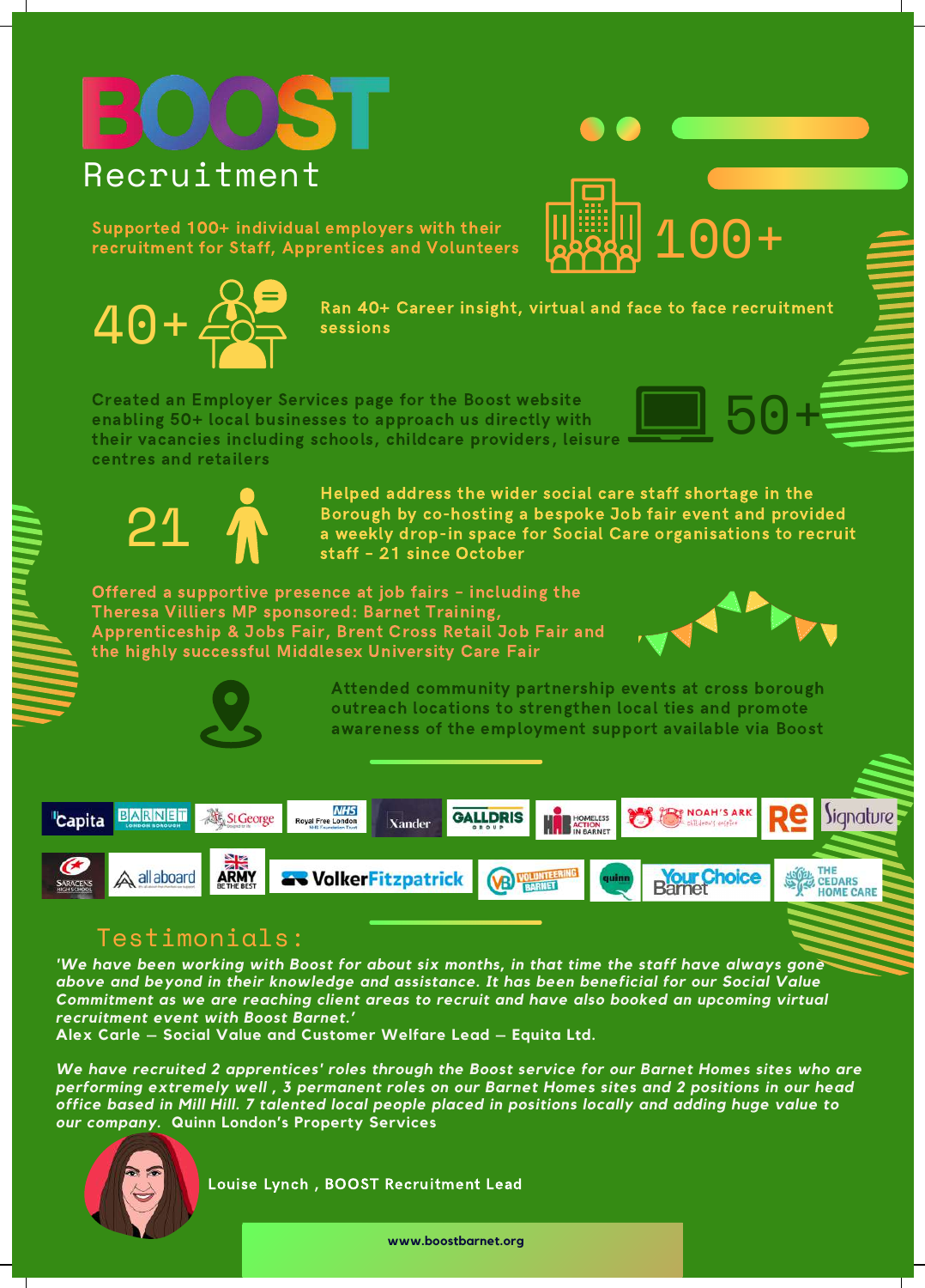# BOOST

## Recruitment

Supported 100+ individual employers with their recruitment for Staff, Apprentices and Volunteers

100+

40+

Ran 40+ Career insight, virtual and face to face recruitment sessions

Created an Employer Services page for the Boost website enabling 50+ local businesses to approach us directly with their vacancies including schools, childcare providers, leisure centres and retailers

50+

21

Helped address the wider social care staff shortage in the Borough by co-hosting a bespoke Job fair event and provided a weekly drop-in space for Social Care organisations to recruit staff - 21 since October

Offered a supportive presence at job fairs - including the Theresa Villiers MP sponsored: Barnet Training, Apprenticeship & Jobs Fair, Brent Cross Retail Job Fair and the highly successful Middlesex University Care Fair

Attended community partnership events at cross borough outreach locations to strengthen local ties and promote awareness of the employment support available via Boost

Capita, Barnet London Borough, St George, Royal Free London NHS Foundation Trust, Xander, Galldris Group, Homeless Action in Barnet, Noah's Ark Children's Hospice, Re, Signature, Saracens High School, all aboard, Army Be The Best, VolkerFitzpatrick, Volunteering Barnet, Quinn, Your Choice Barnet, The Cedars Home Care

## Testimonials:

*'We have been working with Boost for about six months, in that time the staff have always gone above and beyond in their knowledge and assistance. It has been beneficial for our Social Value Commitment as we are reaching client areas to recruit and have also booked an upcoming virtual recruitment event with Boost Barnet.'*
**Alex Carle – Social Value and Customer Welfare Lead – Equita Ltd.**

*We have recruited 2 apprentices' roles through the Boost service for our Barnet Homes sites who are performing extremely well , 3 permanent roles on our Barnet Homes sites and 2 positions in our head office based in Mill Hill. 7 talented local people placed in positions locally and adding huge value to our company.* **Quinn London's Property Services**

**Louise Lynch , BOOST Recruitment Lead**

www.boostbarnet.org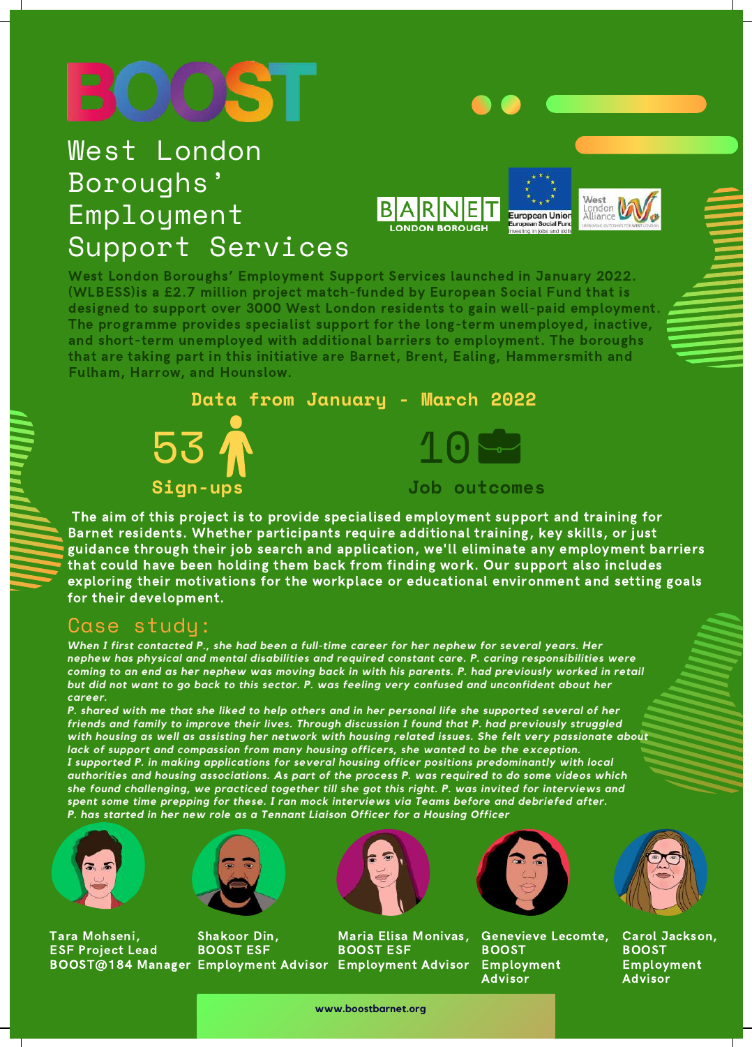# BOOST

## West London Boroughs' Employment Support Services

West London Boroughs' Employment Support Services launched in January 2022. (WLBESS)is a £2.7 million project match-funded by European Social Fund that is designed to support over 3000 West London residents to gain well-paid employment. The programme provides specialist support for the long-term unemployed, inactive, and short-term unemployed with additional barriers to employment. The boroughs that are taking part in this initiative are Barnet, Brent, Ealing, Hammersmith and Fulham, Harrow, and Hounslow.

### Data from January - March 2022

**53** Sign-ups

**10** Job outcomes

The aim of this project is to provide specialised employment support and training for Barnet residents. Whether participants require additional training, key skills, or just guidance through their job search and application, we'll eliminate any employment barriers that could have been holding them back from finding work. Our support also includes exploring their motivations for the workplace or educational environment and setting goals for their development.

## Case study:

*When I first contacted P., she had been a full-time career for her nephew for several years. Her nephew has physical and mental disabilities and required constant care. P. caring responsibilities were coming to an end as her nephew was moving back in with his parents. P. had previously worked in retail but did not want to go back to this sector. P. was feeling very confused and unconfident about her career.*

*P. shared with me that she liked to help others and in her personal life she supported several of her friends and family to improve their lives. Through discussion I found that P. had previously struggled with housing as well as assisting her network with housing related issues. She felt very passionate about lack of support and compassion from many housing officers, she wanted to be the exception.*

*I supported P. in making applications for several housing officer positions predominantly with local authorities and housing associations. As part of the process P. was required to do some videos which she found challenging, we practiced together till she got this right. P. was invited for interviews and spent some time prepping for these. I ran mock interviews via Teams before and debriefed after.*

*P. has started in her new role as a Tennant Liaison Officer for a Housing Officer*

**Tara Mohseni,** ESF Project Lead BOOST@184 Manager

**Shakoor Din,** BOOST ESF Employment Advisor

**Maria Elisa Monivas,** BOOST ESF Employment Advisor

**Genevieve Lecomte,** BOOST Employment Advisor

**Carol Jackson,** BOOST Employment Advisor

www.boostbarnet.org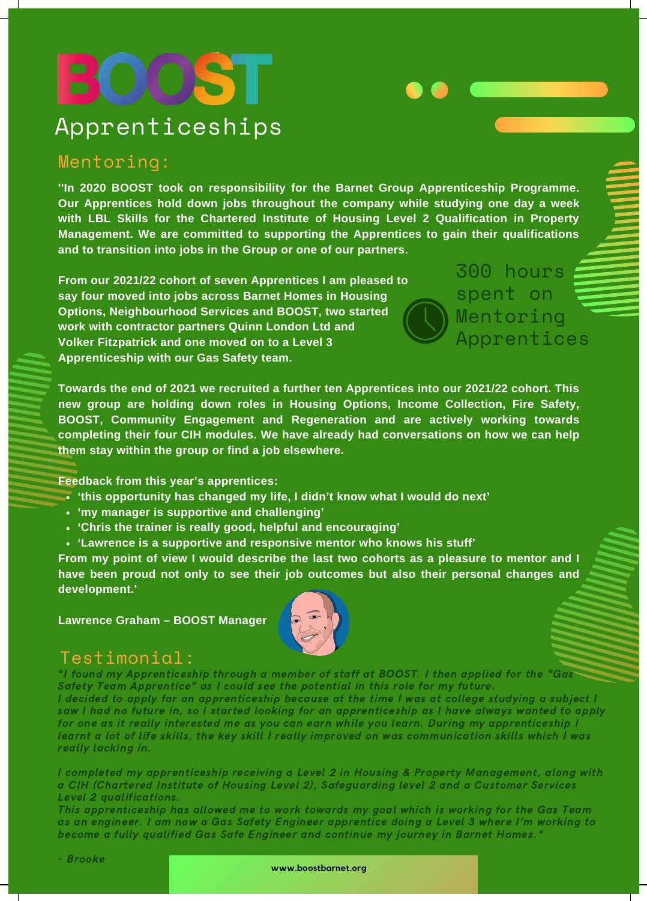# BOOST

## Apprenticeships

### Mentoring:

"In 2020 BOOST took on responsibility for the Barnet Group Apprenticeship Programme. Our Apprentices hold down jobs throughout the company while studying one day a week with LBL Skills for the Chartered Institute of Housing Level 2 Qualification in Property Management. We are committed to supporting the Apprentices to gain their qualifications and to transition into jobs in the Group or one of our partners.

From our 2021/22 cohort of seven Apprentices I am pleased to say four moved into jobs across Barnet Homes in Housing Options, Neighbourhood Services and BOOST, two started work with contractor partners Quinn London Ltd and Volker Fitzpatrick and one moved on to a Level 3 Apprenticeship with our Gas Safety team.

300 hours spent on Mentoring Apprentices

Towards the end of 2021 we recruited a further ten Apprentices into our 2021/22 cohort. This new group are holding down roles in Housing Options, Income Collection, Fire Safety, BOOST, Community Engagement and Regeneration and are actively working towards completing their four CIH modules. We have already had conversations on how we can help them stay within the group or find a job elsewhere.

**Feedback from this year's apprentices:**

- 'this opportunity has changed my life, I didn't know what I would do next'
- 'my manager is supportive and challenging'
- 'Chris the trainer is really good, helpful and encouraging'
- 'Lawrence is a supportive and responsive mentor who knows his stuff'

From my point of view I would describe the last two cohorts as a pleasure to mentor and I have been proud not only to see their job outcomes but also their personal changes and development.'

**Lawrence Graham – BOOST Manager**

### Testimonial:

*"I found my Apprenticeship through a member of staff at BOOST. I then applied for the "Gas Safety Team Apprentice" as I could see the potential in this role for my future.*
*I decided to apply far an apprenticeship because at the time I was at college studying a subject I saw I had no future in, so I started looking for an apprenticeship as I have always wanted to apply for one as it really interested me as you can earn while you learn. During my apprenticeship I learnt a lot of life skills, the key skill I really improved on was communication skills which I was really lacking in.*

*I completed my apprenticeship receiving a Level 2 in Housing & Property Management, along with a CIH (Chartered Institute of Housing Level 2), Safeguarding level 2 and a Customer Services Level 2 qualifications.*
*This apprenticeship has allowed me to work towards my goal which is working for the Gas Team as an engineer. I am now a Gas Safety Engineer apprentice doing a Level 3 where I'm working to become a fully qualified Gas Safe Engineer and continue my journey in Barnet Homes."*

*- Brooke*

www.boostbarnet.org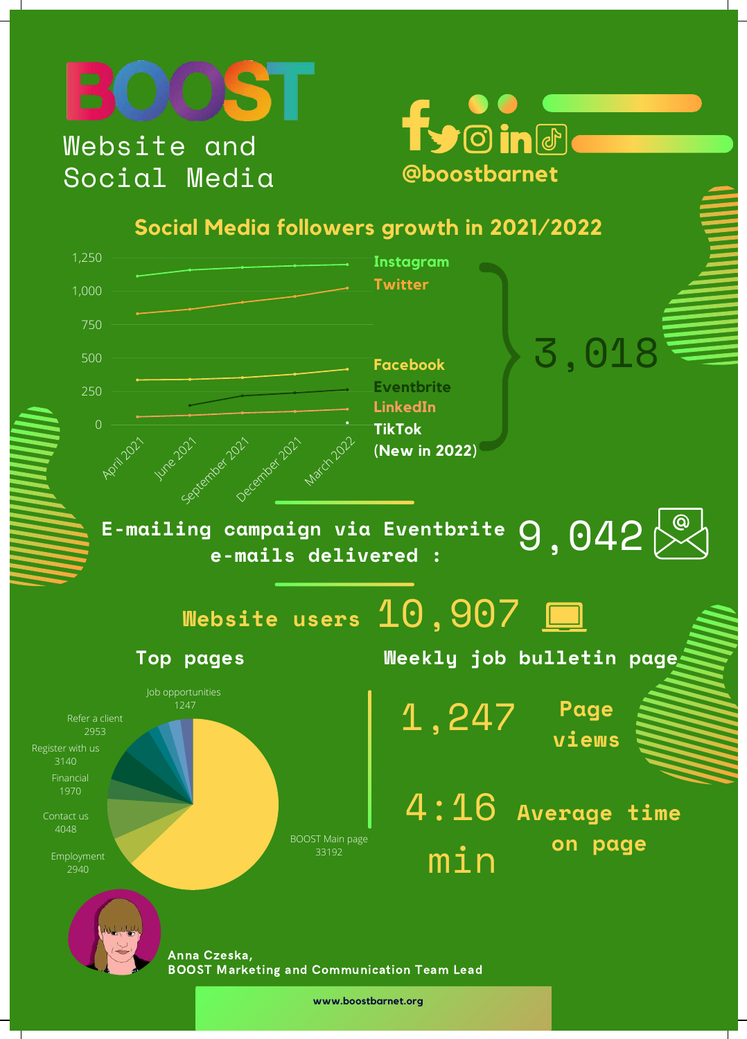# BOOST

Website and Social Media

@boostbarnet

## Social Media followers growth in 2021/2022

1,250
1,000
750
500
250
0

April 2021, June 2021, September 2021, December 2021, March 2022

Instagram
Twitter
Facebook
Eventbrite
LinkedIn
TikTok (New in 2022)

3,018

**E-mailing campaign via Eventbrite e-mails delivered :** 9,042

**Website users** 10,907

### Top pages

Job opportunities 1247
Refer a client 2953
Register with us 3140
Financial 1970
Contact us 4048
Employment 2940
BOOST Main page 33192

### Weekly job bulletin page

1,247 Page views

4:16 min Average time on page

**Anna Czeska,**
**BOOST Marketing and Communication Team Lead**

www.boostbarnet.org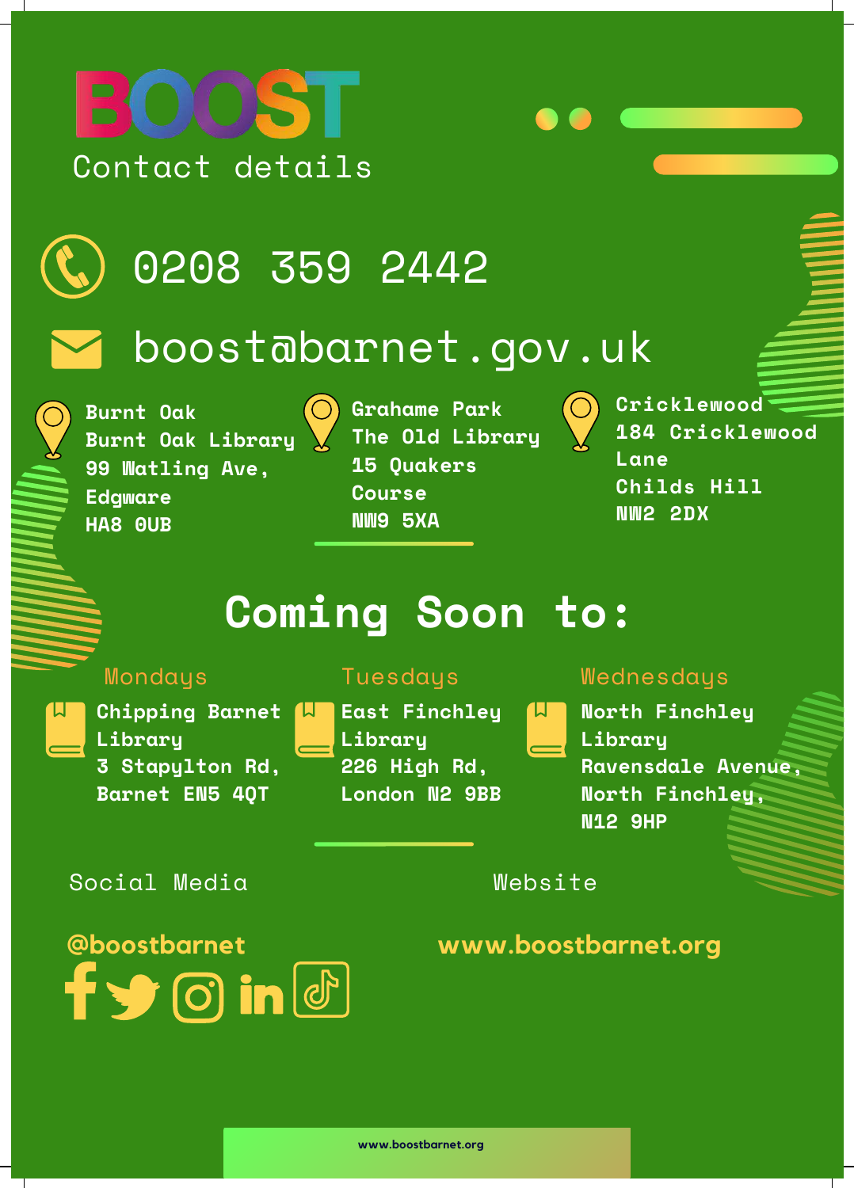# BOOST

Contact details

0208 359 2442

boost@barnet.gov.uk

**Burnt Oak**
**Burnt Oak Library**
**99 Watling Ave,**
**Edgware**
**HA8 0UB**

**Grahame Park**
**The Old Library**
**15 Quakers Course**
**NW9 5XA**

**Cricklewood**
**184 Cricklewood Lane**
**Childs Hill**
**NW2 2DX**

## Coming Soon to:

**Mondays**

**Chipping Barnet Library**
**3 Stapylton Rd,**
**Barnet EN5 4QT**

**Tuesdays**

**East Finchley Library**
**226 High Rd,**
**London N2 9BB**

**Wednesdays**

**North Finchley Library**
**Ravensdale Avenue,**
**North Finchley,**
**N12 9HP**

Social Media

**@boostbarnet**

Website

**www.boostbarnet.org**